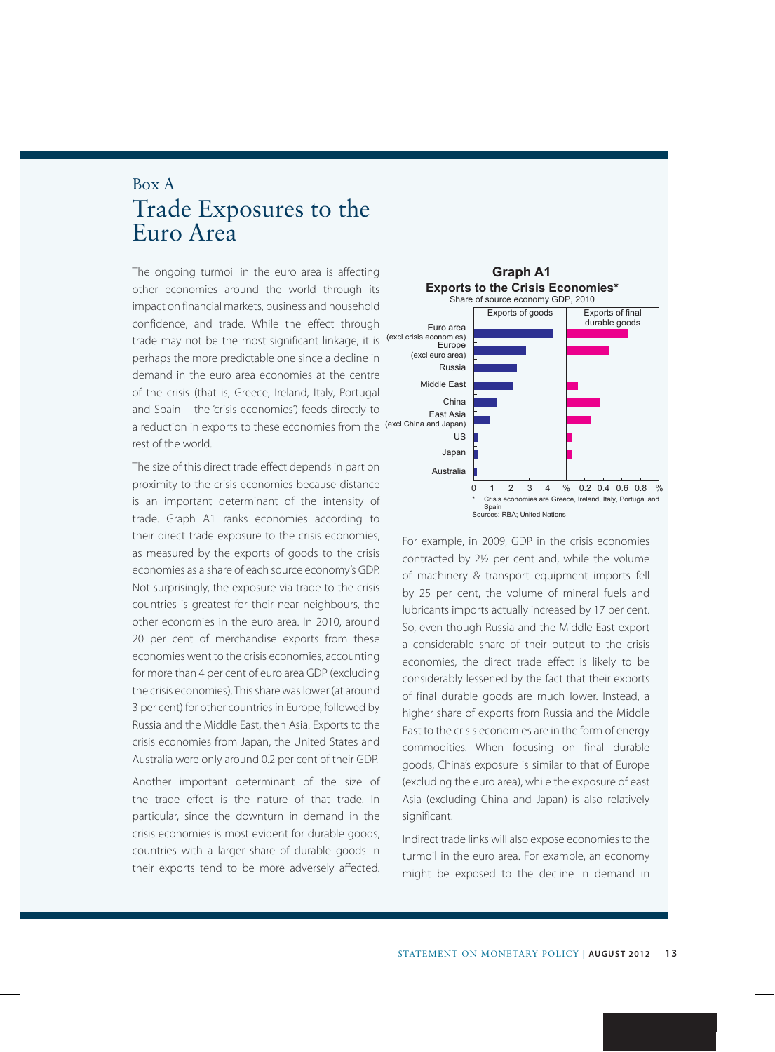Box A

# Trade Exposures to the Euro Area

The ongoing turmoil in the euro area is affecting other economies around the world through its impact on financial markets, business and household confidence, and trade. While the effect through trade may not be the most significant linkage, it is perhaps the more predictable one since a decline in demand in the euro area economies at the centre of the crisis (that is, Greece, Ireland, Italy, Portugal and Spain – the 'crisis economies') feeds directly to a reduction in exports to these economies from the rest of the world.

The size of this direct trade effect depends in part on proximity to the crisis economies because distance is an important determinant of the intensity of trade. Graph A1 ranks economies according to their direct trade exposure to the crisis economies, as measured by the exports of goods to the crisis economies as a share of each source economy's GDP. Not surprisingly, the exposure via trade to the crisis countries is greatest for their near neighbours, the other economies in the euro area. In 2010, around 20 per cent of merchandise exports from these economies went to the crisis economies, accounting for more than 4 per cent of euro area GDP (excluding the crisis economies). This share was lower (at around 3 per cent) for other countries in Europe, followed by Russia and the Middle East, then Asia. Exports to the crisis economies from Japan, the United States and Australia were only around 0.2 per cent of their GDP.

Another important determinant of the size of the trade effect is the nature of that trade. In particular, since the downturn in demand in the crisis economies is most evident for durable goods, countries with a larger share of durable goods in their exports tend to be more adversely affected.

**Graph A1**
**Exports to the Crisis Economies***
Share of source economy GDP, 2010

Panels: Exports of goods (0–4 %); Exports of final durable goods (0–0.8 %)
Economies: Euro area (excl crisis economies); Europe (excl euro area); Russia; Middle East; China; East Asia (excl China and Japan); US; Japan; Australia

\* Crisis economies are Greece, Ireland, Italy, Portugal and Spain
Sources: RBA; United Nations

For example, in 2009, GDP in the crisis economies contracted by 2½ per cent and, while the volume of machinery & transport equipment imports fell by 25 per cent, the volume of mineral fuels and lubricants imports actually increased by 17 per cent. So, even though Russia and the Middle East export a considerable share of their output to the crisis economies, the direct trade effect is likely to be considerably lessened by the fact that their exports of final durable goods are much lower. Instead, a higher share of exports from Russia and the Middle East to the crisis economies are in the form of energy commodities. When focusing on final durable goods, China's exposure is similar to that of Europe (excluding the euro area), while the exposure of east Asia (excluding China and Japan) is also relatively significant.

Indirect trade links will also expose economies to the turmoil in the euro area. For example, an economy might be exposed to the decline in demand in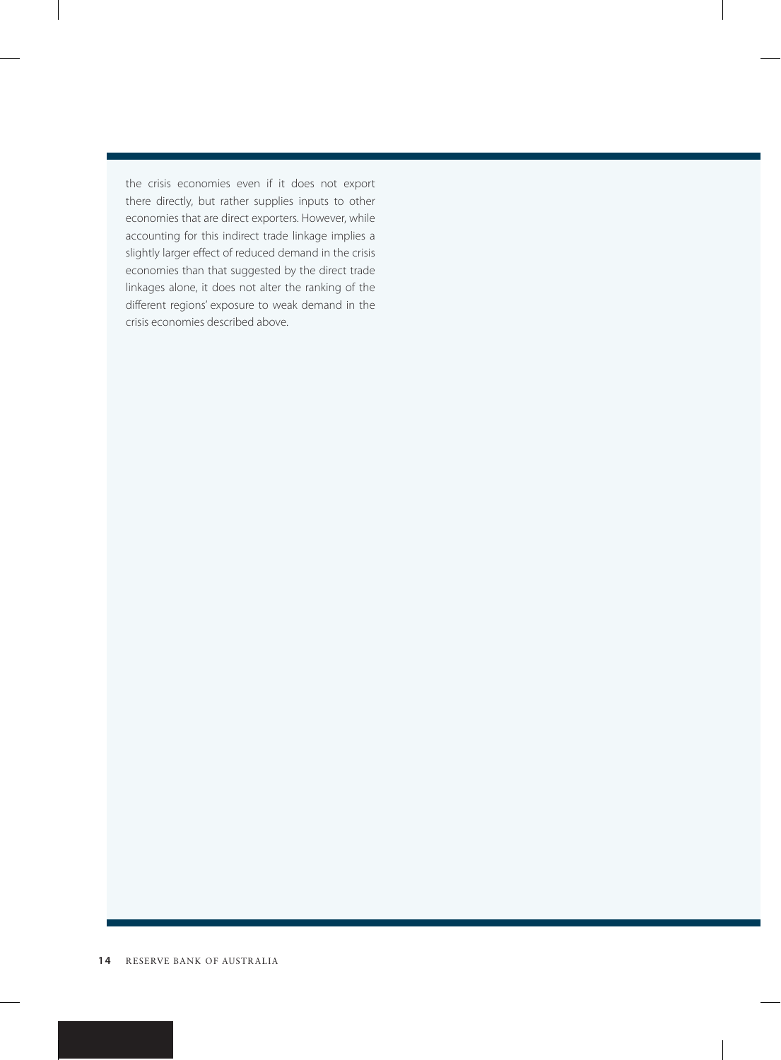the crisis economies even if it does not export there directly, but rather supplies inputs to other economies that are direct exporters. However, while accounting for this indirect trade linkage implies a slightly larger effect of reduced demand in the crisis economies than that suggested by the direct trade linkages alone, it does not alter the ranking of the different regions' exposure to weak demand in the crisis economies described above.